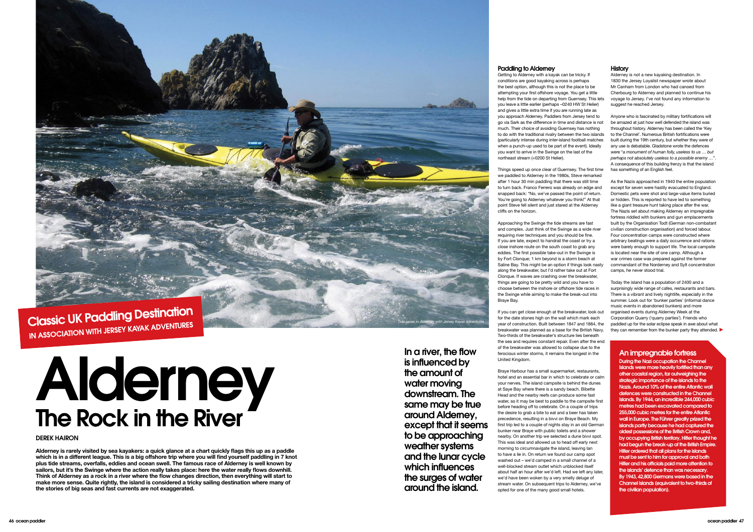Classic UK Paddling Destination

IN ASSOCIATION WITH JERSEY KAYAK ADVENTURES

# Alderney

## The Rock in the River

DEREK HAIRON

**Alderney is rarely visited by sea kayakers: a quick glance at a chart quickly flags this up as a paddle which is in a different league. This is a big offshore trip where you will find yourself paddling in 7 knot plus tide streams, overfalls, eddies and ocean swell. The famous race of Alderney is well known by sailors, but it's the Swinge where the action really takes place: here the water really flows downhill. Think of Alderney as a rock in a river where the flow changes direction, then everything will start to make more sense. Quite rightly, the island is considered a tricky sailing destination where many of the stories of big seas and fast currents are not exaggerated.**

Tide races in Alderney with Jersey Kayak adventures

**In a river, the flow is influenced by the amount of water moving downstream. The same may be true around Alderney, except that it seems to be approaching weather systems and the lunar cycle which influences the surges of water around the island.**

### Paddling to Alderney

Getting to Alderney with a kayak can be tricky. If conditions are good kayaking across is perhaps the best option, although this is not the place to be attempting your first offshore voyage. You get a little help from the tide on departing from Guernsey. This lets you leave a little earlier (perhaps –0240 HW St Helier) and gives a little extra time if you are running late as you approach Alderney. Paddlers from Jersey tend to go via Sark as the difference in time and distance is not much. Their choice of avoiding Guernsey has nothing to do with the traditional rivalry between the two islands (particularly intense during inter-island football matches when a punch-up used to be part of the event). Ideally you want to arrive in the Swinge on the last of the northeast stream (+0200 St Helier).

Things speed up once clear of Guernsey. The first time we paddled to Alderney in the 1980s, Steve remarked after 1 hour 30 min paddling that there was still time to turn back. Franco Ferrero was already on edge and snapped back: "No, we've passed the point of return. You're going to Alderney whatever you think!" At that point Steve fell silent and just stared at the Alderney cliffs on the horizon.

Approaching the Swinge the tide streams are fast and complex. Just think of the Swinge as a wide river requiring river techniques and you should be fine. If you are late, expect to handrail the coast or try a close inshore route on the south coast to grab any eddies. The first possible take-out in the Swinge is by Fort Clonque; 1 km beyond is a storm beach at Saline Bay. This might be an option if things look nasty along the breakwater, but I'd rather take out at Fort Clonque. If waves are crashing over the breakwater, things are going to be pretty wild and you have to choose between the inshore or offshore tide races in the Swinge while aiming to make the break-out into Braye Bay.

If you can get close enough at the breakwater, look out for the date stones high on the wall which mark each year of construction. Built between 1847 and 1864, the breakwater was planned as a base for the British Navy. Two-thirds of the breakwater's structure lies beneath the sea and requires constant repair. Even after the end of the breakwater was allowed to collapse due to the ferocious winter storms, it remains the longest in the United Kingdom.

Braye Harbour has a small supermarket, restaurants, hotel and an essential bar in which to celebrate or calm your nerves. The island campsite is behind the dunes at Saye Bay where there is a sandy beach. Bibette Head and the nearby reefs can produce some fast water, so it may be best to paddle to the campsite first before heading off to celebrate. On a couple of trips the desire to grab a bite to eat and a beer has taken precedence, resulting in a bivvi on Braye Beach. My first trip led to a couple of nights stay in an old German bunker near Braye with public toilets and a shower nearby. On another trip we selected a dune bivvi spot. This was ideal and allowed us to head off early next morning to circumnavigate the island, leaving Ian to have a lie in. On return we found our camp spot washed out – we'd camped in a small channel of a well-blocked stream outlet which unblocked itself about half an hour after we'd left. Had we left any later, we'd have been woken by a very smelly deluge of stream water. On subsequent trips to Alderney, we've opted for one of the many good small hotels.

### History

Alderney is not a new kayaking destination. In 1830 the Jersey Loyalist newspaper wrote about Mr Canham from London who had canoed from Cherbourg to Alderney and planned to continue his voyage to Jersey. I've not found any information to suggest he reached Jersey.

Anyone who is fascinated by military fortifications will be amazed at just how well defended the island was throughout history. Alderney has been called the 'Key to the Channel'. Numerous British fortifications were built during the 19th century, but whether they were of any use is debatable. Gladstone wrote the defences were "*a monument of human folly, useless to us … but perhaps not absolutely useless to a possible enemy …*". A consequence of this building frenzy is that the island has something of an English feel.

As the Nazis approached in 1940 the entire population except for seven were hastily evacuated to England. Domestic pets were shot and large-value items buried or hidden. This is reported to have led to something like a giant treasure hunt taking place after the war. The Nazis set about making Alderney an impregnable fortress riddled with bunkers and gun emplacements built by the Organisation Todt (German non-combatant civilian construction organisation) and forced labour. Four concentration camps were constructed where arbitrary beatings were a daily occurrence and rations were barely enough to support life. The local campsite is located near the site of one camp. Although a war crimes case was prepared against the former commandant of the Norderney and Sylt concentration camps, he never stood trial.

Today the island has a population of 2400 and a surprisingly wide range of cafes, restaurants and bars. There is a vibrant and lively nightlife, especially in the summer. Look out for 'bunker parties' (informal dance music events in abandoned bunkers) and more organised events during Alderney Week at the Corporation Quarry ('quarry parties'). Friends who paddled up for the solar eclipse speak in awe about what they can remember from the bunker party they attended.

### An impregnable fortress

**During the Nazi occupation the Channel Islands were more heavily fortified than any other coastal region, far outweighing the strategic importance of the islands to the Nazis. Around 10% of the entire Atlantic wall defences were constructed in the Channel Islands. By 1944, an incredible 244,000 cubic metres had been excavated compared to 255,000 cubic metres for the entire Atlantic wall in Europe. The Führer greatly prized the islands partly because he had captured the oldest possessions of the British Crown and, by occupying British territory, Hitler thought he had begun the break-up of the British Empire. Hitler ordered that all plans for the islands must be sent to him for approval and both Hitler and his officials paid more attention to the islands' defence than was necessary. By 1943, 42,800 Germans were based in the Channel Islands (equivalent to two-thirds of the civilian population).**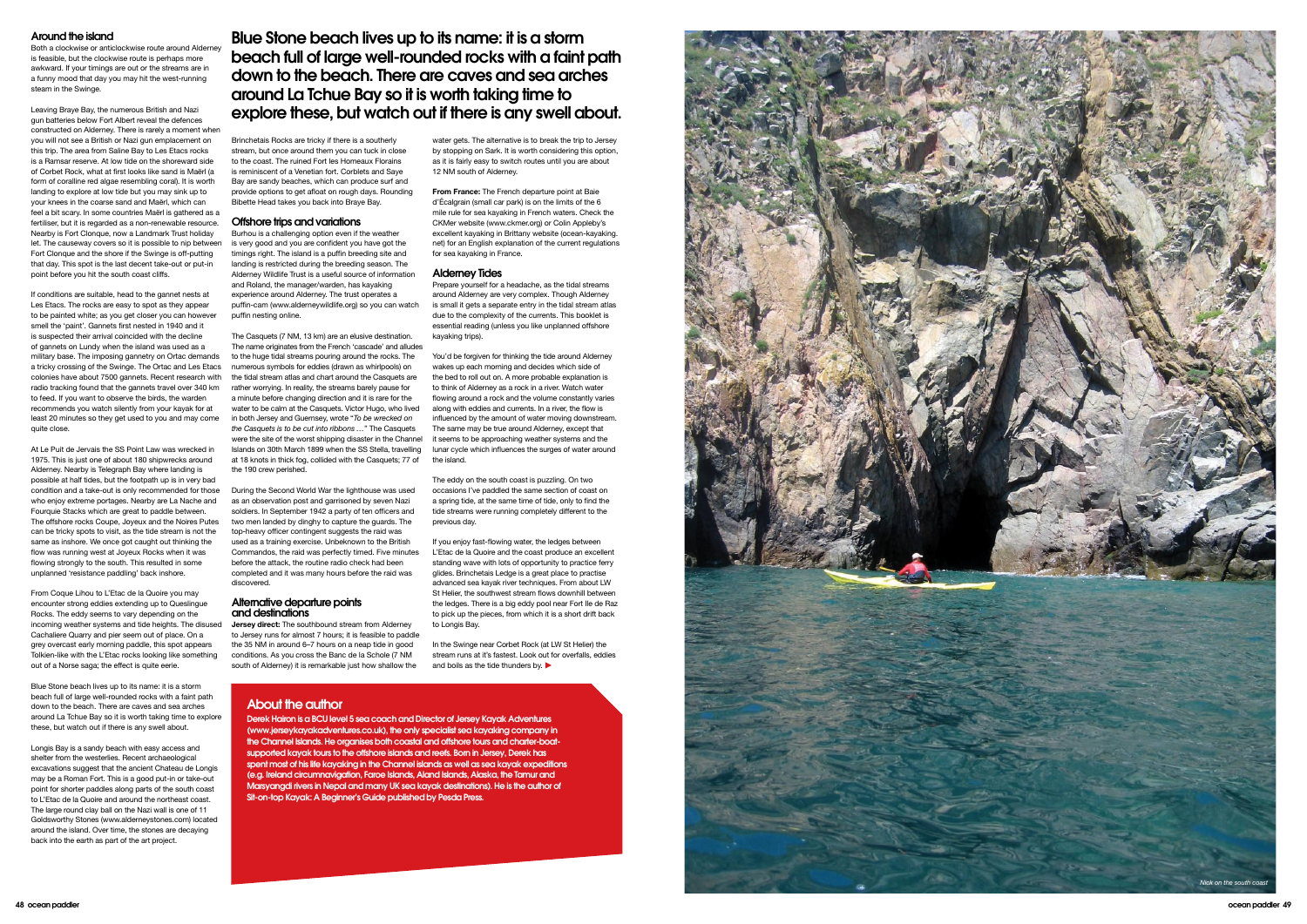## Around the island

Both a clockwise or anticlockwise route around Alderney is feasible, but the clockwise route is perhaps more awkward. If your timings are out or the streams are in a funny mood that day you may hit the west-running steam in the Swinge.

Leaving Braye Bay, the numerous British and Nazi gun batteries below Fort Albert reveal the defences constructed on Alderney. There is rarely a moment when you will not see a British or Nazi gun emplacement on this trip. The area from Saline Bay to Les Etacs rocks is a Ramsar reserve. At low tide on the shoreward side of Corbet Rock, what at first looks like sand is Maërl (a form of coralline red algae resembling coral). It is worth landing to explore at low tide but you may sink up to your knees in the coarse sand and Maërl, which can feel a bit scary. In some countries Maërl is gathered as a fertiliser, but it is regarded as a non-renewable resource. Nearby is Fort Clonque, now a Landmark Trust holiday let. The causeway covers so it is possible to nip between Fort Clonque and the shore if the Swinge is off-putting that day. This spot is the last decent take-out or put-in point before you hit the south coast cliffs.

If conditions are suitable, head to the gannet nests at Les Etacs. The rocks are easy to spot as they appear to be painted white; as you get closer you can however smell the 'paint'. Gannets first nested in 1940 and it is suspected their arrival coincided with the decline of gannets on Lundy when the island was used as a military base. The imposing gannetry on Ortac demands a tricky crossing of the Swinge. The Ortac and Les Etacs colonies have about 7500 gannets. Recent research with radio tracking found that the gannets travel over 340 km to feed. If you want to observe the birds, the warden recommends you watch silently from your kayak for at least 20 minutes so they get used to you and may come quite close.

At Le Puit de Jervais the SS Point Law was wrecked in 1975. This is just one of about 180 shipwrecks around Alderney. Nearby is Telegraph Bay where landing is possible at half tides, but the footpath up is in very bad condition and a take-out is only recommended for those who enjoy extreme portages. Nearby are La Nache and Fourquie Stacks which are great to paddle between. The offshore rocks Coupe, Joyeux and the Noires Putes can be tricky spots to visit, as the tide stream is not the same as inshore. We once got caught out thinking the flow was running west at Joyeux Rocks when it was flowing strongly to the south. This resulted in some unplanned 'resistance paddling' back inshore.

From Coque Lihou to L'Etac de la Quoire you may encounter strong eddies extending up to Queslingue Rocks. The eddy seems to vary depending on the incoming weather systems and tide heights. The disused Cachaliere Quarry and pier seem out of place. On a grey overcast early morning paddle, this spot appears Tolkien-like with the L'Etac rocks looking like something out of a Norse saga; the effect is quite eerie.

Blue Stone beach lives up to its name: it is a storm beach full of large well-rounded rocks with a faint path down to the beach. There are caves and sea arches around La Tchue Bay so it is worth taking time to explore these, but watch out if there is any swell about.

Longis Bay is a sandy beach with easy access and shelter from the westerlies. Recent archaeological excavations suggest that the ancient Chateau de Longis may be a Roman Fort. This is a good put-in or take-out point for shorter paddles along parts of the south coast to L'Etac de la Quoire and around the northeast coast. The large round clay ball on the Nazi wall is one of 11 Goldsworthy Stones (www.alderneystones.com) located around the island. Over time, the stones are decaying back into the earth as part of the art project.

**Blue Stone beach lives up to its name: it is a storm beach full of large well-rounded rocks with a faint path down to the beach. There are caves and sea arches around La Tchue Bay so it is worth taking time to explore these, but watch out if there is any swell about.**

Brinchetais Rocks are tricky if there is a southerly stream, but once around them you can tuck in close to the coast. The ruined Fort les Homeaux Florains is reminiscent of a Venetian fort. Corblets and Saye Bay are sandy beaches, which can produce surf and provide options to get afloat on rough days. Rounding Bibette Head takes you back into Braye Bay.

## Offshore trips and variations

Burhou is a challenging option even if the weather is very good and you are confident you have got the timings right. The island is a puffin breeding site and landing is restricted during the breeding season. The Alderney Wildlife Trust is a useful source of information and Roland, the manager/warden, has kayaking experience around Alderney. The trust operates a puffin-cam (www.alderneywildlife.org) so you can watch puffin nesting online.

The Casquets (7 NM, 13 km) are an elusive destination. The name originates from the French 'cascade' and alludes to the huge tidal streams pouring around the rocks. The numerous symbols for eddies (drawn as whirlpools) on the tidal stream atlas and chart around the Casquets are rather worrying. In reality, the streams barely pause for a minute before changing direction and it is rare for the water to be calm at the Casquets. Victor Hugo, who lived in both Jersey and Guernsey, wrote "*To be wrecked on the Casquets is to be cut into ribbons …*" The Casquets were the site of the worst shipping disaster in the Channel Islands on 30th March 1899 when the SS Stella, travelling at 18 knots in thick fog, collided with the Casquets; 77 of the 190 crew perished.

During the Second World War the lighthouse was used as an observation post and garrisoned by seven Nazi soldiers. In September 1942 a party of ten officers and two men landed by dinghy to capture the guards. The top-heavy officer contingent suggests the raid was used as a training exercise. Unbeknown to the British Commandos, the raid was perfectly timed. Five minutes before the attack, the routine radio check had been completed and it was many hours before the raid was discovered.

## Alternative departure points and destinations

**Jersey direct:** The southbound stream from Alderney to Jersey runs for almost 7 hours; it is feasible to paddle the 35 NM in around 6–7 hours on a neap tide in good conditions. As you cross the Banc de la Schole (7 NM south of Alderney) it is remarkable just how shallow the water gets. The alternative is to break the trip to Jersey by stopping on Sark. It is worth considering this option, as it is fairly easy to switch routes until you are about 12 NM south of Alderney.

**From France:** The French departure point at Baie d'Écalgrain (small car park) is on the limits of the 6 mile rule for sea kayaking in French waters. Check the CKMer website (www.ckmer.org) or Colin Appleby's excellent kayaking in Brittany website (ocean-kayaking.net) for an English explanation of the current regulations for sea kayaking in France.

## Alderney Tides

Prepare yourself for a headache, as the tidal streams around Alderney are very complex. Though Alderney is small it gets a separate entry in the tidal stream atlas due to the complexity of the currents. This booklet is essential reading (unless you like unplanned offshore kayaking trips).

You'd be forgiven for thinking the tide around Alderney wakes up each morning and decides which side of the bed to roll out on. A more probable explanation is to think of Alderney as a rock in a river. Watch water flowing around a rock and the volume constantly varies along with eddies and currents. In a river, the flow is influenced by the amount of water moving downstream. The same may be true around Alderney, except that it seems to be approaching weather systems and the lunar cycle which influences the surges of water around the island.

The eddy on the south coast is puzzling. On two occasions I've paddled the same section of coast on a spring tide, at the same time of tide, only to find the tide streams were running completely different to the previous day.

If you enjoy fast-flowing water, the ledges between L'Etac de la Quoire and the coast produce an excellent standing wave with lots of opportunity to practice ferry glides. Brinchetais Ledge is a great place to practise advanced sea kayak river techniques. From about LW St Helier, the southwest stream flows downhill between the ledges. There is a big eddy pool near Fort Ile de Raz to pick up the pieces, from which it is a short drift back to Longis Bay.

In the Swinge near Corbet Rock (at LW St Helier) the stream runs at it's fastest. Look out for overfalls, eddies and boils as the tide thunders by. ▶

## About the author

**Derek Hairon is a BCU level 5 sea coach and Director of Jersey Kayak Adventures (www.jerseykayakadventures.co.uk), the only specialist sea kayaking company in the Channel Islands. He organises both coastal and offshore tours and charter-boat-supported kayak tours to the offshore islands and reefs. Born in Jersey, Derek has spent most of his life kayaking in the Channel Islands as well as sea kayak expeditions (e.g. Ireland circumnavigation, Faroe Islands, Aland Islands, Alaska, the Tamur and Marsyangdi rivers in Nepal and many UK sea kayak destinations). He is the author of Sit-on-top Kayak: A Beginner's Guide published by Pesda Press.**

*Nick on the south coast*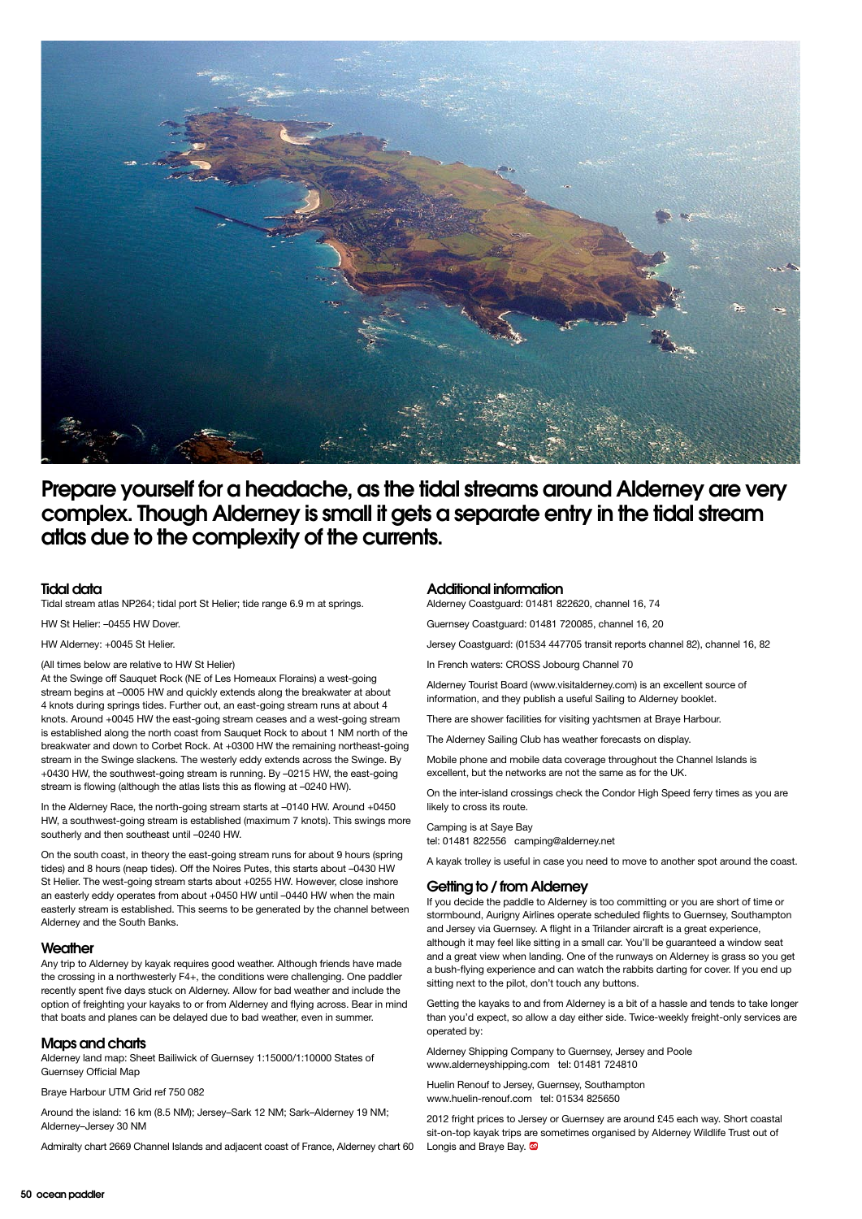Prepare yourself for a headache, as the tidal streams around Alderney are very complex. Though Alderney is small it gets a separate entry in the tidal stream atlas due to the complexity of the currents.

## Tidal data

Tidal stream atlas NP264; tidal port St Helier; tide range 6.9 m at springs.

HW St Helier: –0455 HW Dover.

HW Alderney: +0045 St Helier.

(All times below are relative to HW St Helier)

At the Swinge off Sauquet Rock (NE of Les Homeaux Florains) a west-going stream begins at –0005 HW and quickly extends along the breakwater at about 4 knots during springs tides. Further out, an east-going stream runs at about 4 knots. Around +0045 HW the east-going stream ceases and a west-going stream is established along the north coast from Sauquet Rock to about 1 NM north of the breakwater and down to Corbet Rock. At +0300 HW the remaining northeast-going stream in the Swinge slackens. The westerly eddy extends across the Swinge. By +0430 HW, the southwest-going stream is running. By –0215 HW, the east-going stream is flowing (although the atlas lists this as flowing at –0240 HW).

In the Alderney Race, the north-going stream starts at –0140 HW. Around +0450 HW, a southwest-going stream is established (maximum 7 knots). This swings more southerly and then southeast until –0240 HW.

On the south coast, in theory the east-going stream runs for about 9 hours (spring tides) and 8 hours (neap tides). Off the Noires Putes, this starts about –0430 HW St Helier. The west-going stream starts about +0255 HW. However, close inshore an easterly eddy operates from about +0450 HW until –0440 HW when the main easterly stream is established. This seems to be generated by the channel between Alderney and the South Banks.

## Weather

Any trip to Alderney by kayak requires good weather. Although friends have made the crossing in a northwesterly F4+, the conditions were challenging. One paddler recently spent five days stuck on Alderney. Allow for bad weather and include the option of freighting your kayaks to or from Alderney and flying across. Bear in mind that boats and planes can be delayed due to bad weather, even in summer.

## Maps and charts

Alderney land map: Sheet Bailiwick of Guernsey 1:15000/1:10000 States of Guernsey Official Map

Braye Harbour UTM Grid ref 750 082

Around the island: 16 km (8.5 NM); Jersey–Sark 12 NM; Sark–Alderney 19 NM; Alderney–Jersey 30 NM

Admiralty chart 2669 Channel Islands and adjacent coast of France, Alderney chart 60

## Additional information

Alderney Coastguard: 01481 822620, channel 16, 74

Guernsey Coastguard: 01481 720085, channel 16, 20

Jersey Coastguard: (01534 447705 transit reports channel 82), channel 16, 82

In French waters: CROSS Jobourg Channel 70

Alderney Tourist Board (www.visitalderney.com) is an excellent source of information, and they publish a useful Sailing to Alderney booklet.

There are shower facilities for visiting yachtsmen at Braye Harbour.

The Alderney Sailing Club has weather forecasts on display.

Mobile phone and mobile data coverage throughout the Channel Islands is excellent, but the networks are not the same as for the UK.

On the inter-island crossings check the Condor High Speed ferry times as you are likely to cross its route.

Camping is at Saye Bay
tel: 01481 822556 camping@alderney.net

A kayak trolley is useful in case you need to move to another spot around the coast.

## Getting to / from Alderney

If you decide the paddle to Alderney is too committing or you are short of time or stormbound, Aurigny Airlines operate scheduled flights to Guernsey, Southampton and Jersey via Guernsey. A flight in a Trilander aircraft is a great experience, although it may feel like sitting in a small car. You'll be guaranteed a window seat and a great view when landing. One of the runways on Alderney is grass so you get a bush-flying experience and can watch the rabbits darting for cover. If you end up sitting next to the pilot, don't touch any buttons.

Getting the kayaks to and from Alderney is a bit of a hassle and tends to take longer than you'd expect, so allow a day either side. Twice-weekly freight-only services are operated by:

Alderney Shipping Company to Guernsey, Jersey and Poole
www.alderneyshipping.com tel: 01481 724810

Huelin Renouf to Jersey, Guernsey, Southampton
www.huelin-renouf.com tel: 01534 825650

2012 fright prices to Jersey or Guernsey are around £45 each way. Short coastal sit-on-top kayak trips are sometimes organised by Alderney Wildlife Trust out of Longis and Braye Bay.